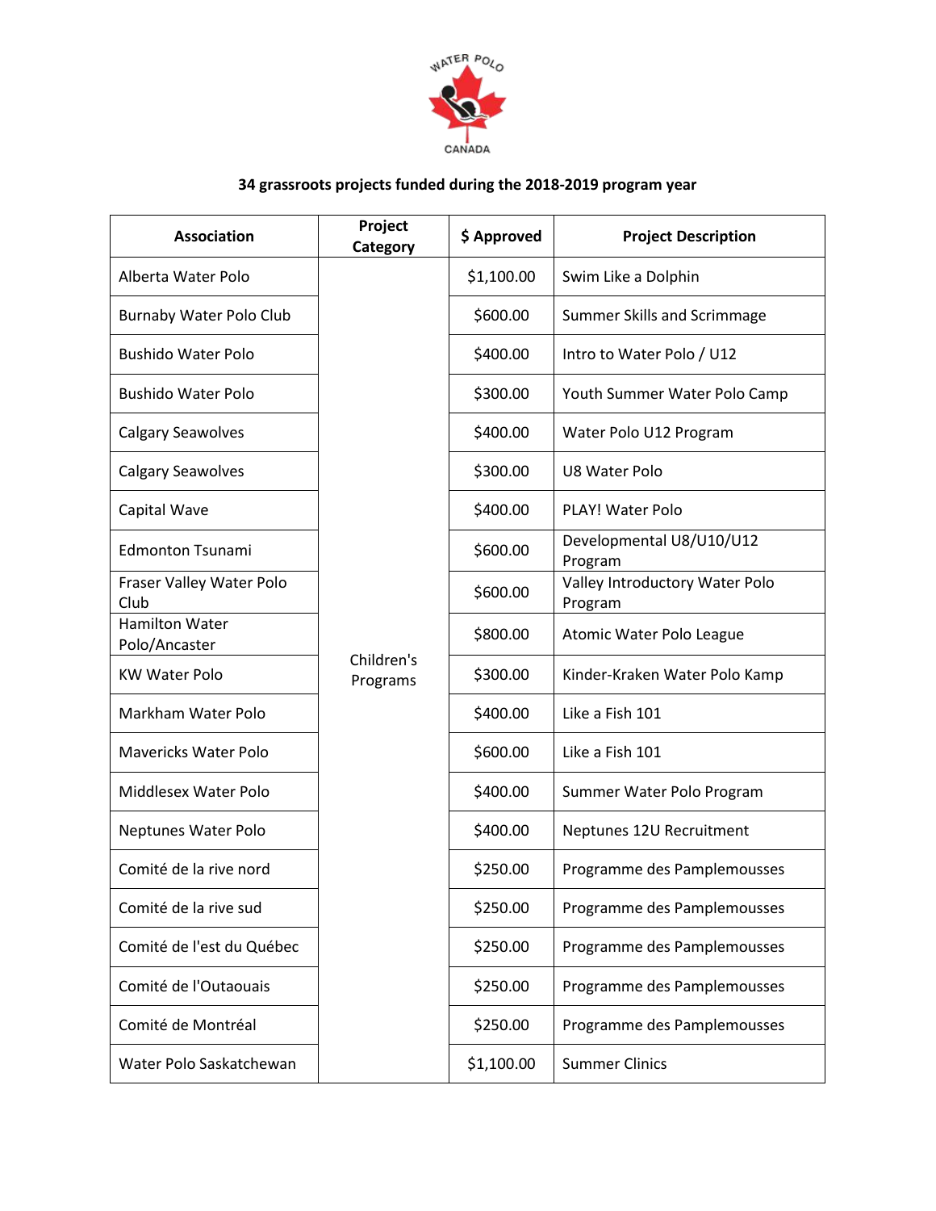WATER POLO CANADA

**34 grassroots projects funded during the 2018-2019 program year**

| Association | Project Category | $ Approved | Project Description |
|---|---|---|---|
| Alberta Water Polo | Children's Programs | $1,100.00 | Swim Like a Dolphin |
| Burnaby Water Polo Club | | $600.00 | Summer Skills and Scrimmage |
| Bushido Water Polo | | $400.00 | Intro to Water Polo / U12 |
| Bushido Water Polo | | $300.00 | Youth Summer Water Polo Camp |
| Calgary Seawolves | | $400.00 | Water Polo U12 Program |
| Calgary Seawolves | | $300.00 | U8 Water Polo |
| Capital Wave | | $400.00 | PLAY! Water Polo |
| Edmonton Tsunami | | $600.00 | Developmental U8/U10/U12 Program |
| Fraser Valley Water Polo Club | | $600.00 | Valley Introductory Water Polo Program |
| Hamilton Water Polo/Ancaster | | $800.00 | Atomic Water Polo League |
| KW Water Polo | | $300.00 | Kinder-Kraken Water Polo Kamp |
| Markham Water Polo | | $400.00 | Like a Fish 101 |
| Mavericks Water Polo | | $600.00 | Like a Fish 101 |
| Middlesex Water Polo | | $400.00 | Summer Water Polo Program |
| Neptunes Water Polo | | $400.00 | Neptunes 12U Recruitment |
| Comité de la rive nord | | $250.00 | Programme des Pamplemousses |
| Comité de la rive sud | | $250.00 | Programme des Pamplemousses |
| Comité de l'est du Québec | | $250.00 | Programme des Pamplemousses |
| Comité de l'Outaouais | | $250.00 | Programme des Pamplemousses |
| Comité de Montréal | | $250.00 | Programme des Pamplemousses |
| Water Polo Saskatchewan | | $1,100.00 | Summer Clinics |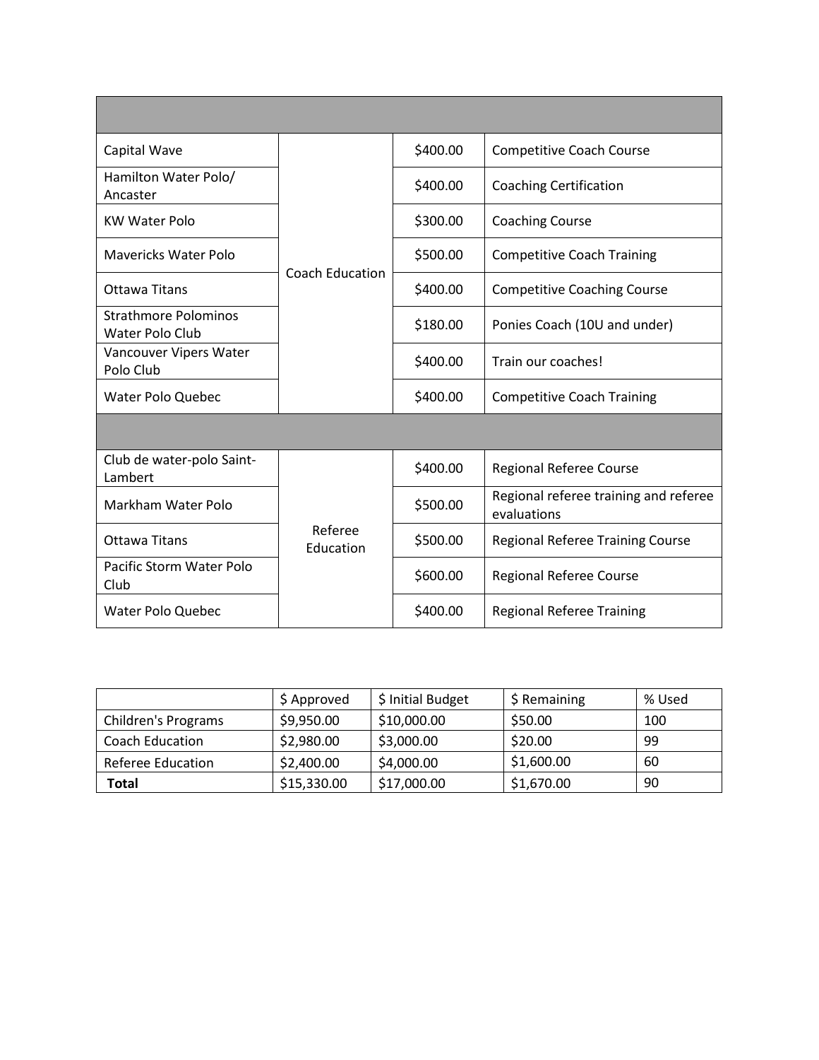| | | | |
|---|---|---|---|
| | | | |
| Capital Wave | Coach Education | $400.00 | Competitive Coach Course |
| Hamilton Water Polo/ Ancaster | | $400.00 | Coaching Certification |
| KW Water Polo | | $300.00 | Coaching Course |
| Mavericks Water Polo | | $500.00 | Competitive Coach Training |
| Ottawa Titans | | $400.00 | Competitive Coaching Course |
| Strathmore Polominos Water Polo Club | | $180.00 | Ponies Coach (10U and under) |
| Vancouver Vipers Water Polo Club | | $400.00 | Train our coaches! |
| Water Polo Quebec | | $400.00 | Competitive Coach Training |
| | | | |
| Club de water-polo Saint-Lambert | Referee Education | $400.00 | Regional Referee Course |
| Markham Water Polo | | $500.00 | Regional referee training and referee evaluations |
| Ottawa Titans | | $500.00 | Regional Referee Training Course |
| Pacific Storm Water Polo Club | | $600.00 | Regional Referee Course |
| Water Polo Quebec | | $400.00 | Regional Referee Training |

| | $ Approved | $ Initial Budget | $ Remaining | % Used |
|---|---|---|---|---|
| Children's Programs | $9,950.00 | $10,000.00 | $50.00 | 100 |
| Coach Education | $2,980.00 | $3,000.00 | $20.00 | 99 |
| Referee Education | $2,400.00 | $4,000.00 | $1,600.00 | 60 |
| **Total** | $15,330.00 | $17,000.00 | $1,670.00 | 90 |